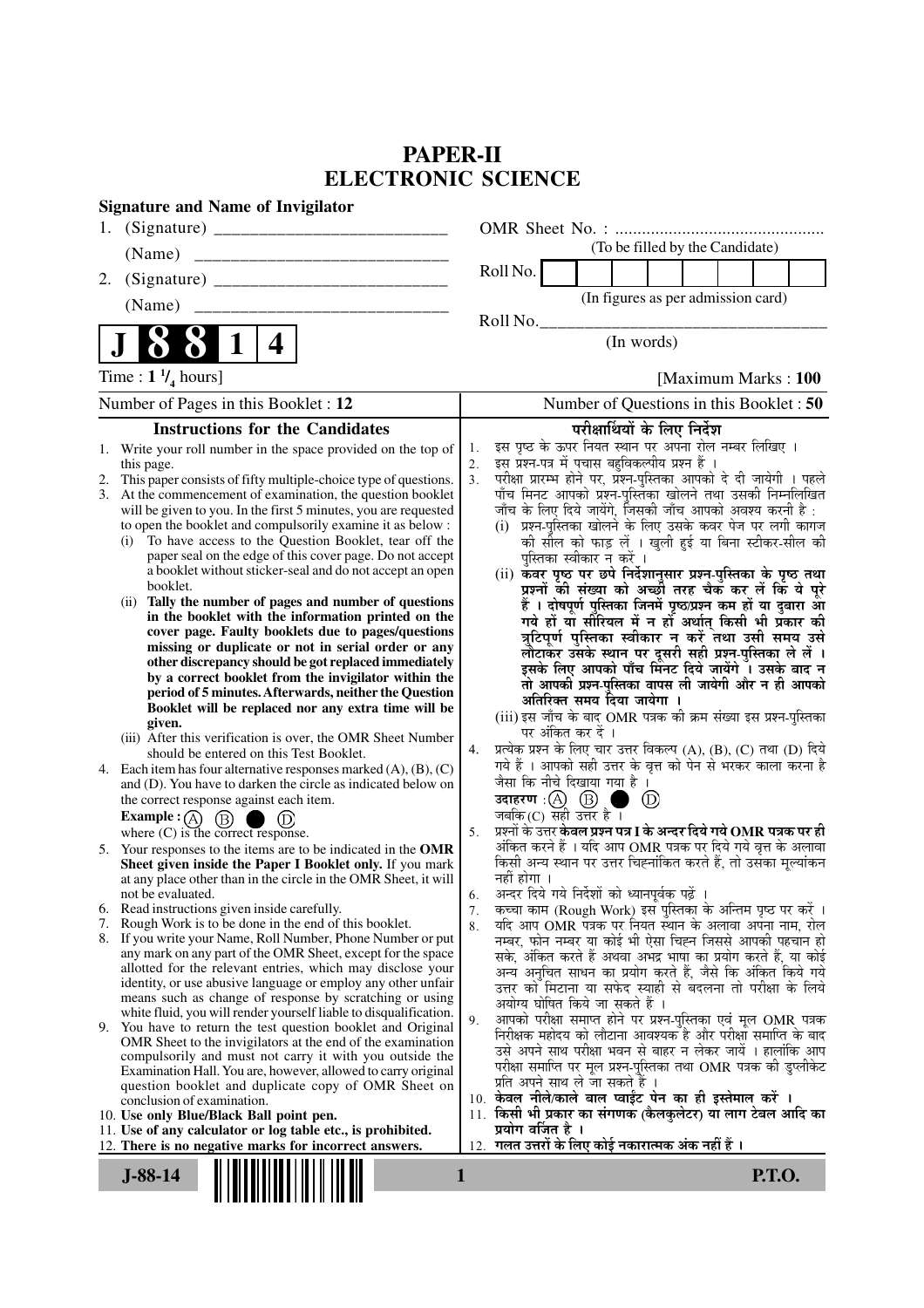# PAPER-II
# ELECTRONIC SCIENCE

**Signature and Name of Invigilator**

1. (Signature) \_\_\_\_\_\_\_\_\_\_\_\_\_\_\_\_\_\_\_\_\_\_\_\_\_\_

   (Name) \_\_\_\_\_\_\_\_\_\_\_\_\_\_\_\_\_\_\_\_\_\_\_\_\_\_\_\_

2. (Signature) \_\_\_\_\_\_\_\_\_\_\_\_\_\_\_\_\_\_\_\_\_\_\_\_\_\_

   (Name) \_\_\_\_\_\_\_\_\_\_\_\_\_\_\_\_\_\_\_\_\_\_\_\_\_\_\_\_

OMR Sheet No. : ...............................................

(To be filled by the Candidate)

Roll No. | | | | | | | | |

(In figures as per admission card)

Roll No.\_\_\_\_\_\_\_\_\_\_\_\_\_\_\_\_\_\_\_\_\_\_\_\_\_\_\_\_\_\_\_\_\_\_

(In words)

**J 8 8 1 4**

Time : $1\frac{1}{4}$ hours] [Maximum Marks : **100**

Number of Pages in this Booklet : **12**

Number of Questions in this Booklet : **50**

## Instructions for the Candidates

1. Write your roll number in the space provided on the top of this page.
2. This paper consists of fifty multiple-choice type of questions.
3. At the commencement of examination, the question booklet will be given to you. In the first 5 minutes, you are requested to open the booklet and compulsorily examine it as below :
   (i) To have access to the Question Booklet, tear off the paper seal on the edge of this cover page. Do not accept a booklet without sticker-seal and do not accept an open booklet.
   (ii) **Tally the number of pages and number of questions in the booklet with the information printed on the cover page. Faulty booklets due to pages/questions missing or duplicate or not in serial order or any other discrepancy should be got replaced immediately by a correct booklet from the invigilator within the period of 5 minutes. Afterwards, neither the Question Booklet will be replaced nor any extra time will be given.**
   (iii) After this verification is over, the OMR Sheet Number should be entered on this Test Booklet.
4. Each item has four alternative responses marked (A), (B), (C) and (D). You have to darken the circle as indicated below on the correct response against each item.
   **Example :** (A) (B) ● (D)
   where (C) is the correct response.
5. Your responses to the items are to be indicated in the **OMR Sheet given inside the Paper I Booklet only.** If you mark at any place other than in the circle in the OMR Sheet, it will not be evaluated.
6. Read instructions given inside carefully.
7. Rough Work is to be done in the end of this booklet.
8. If you write your Name, Roll Number, Phone Number or put any mark on any part of the OMR Sheet, except for the space allotted for the relevant entries, which may disclose your identity, or use abusive language or employ any other unfair means such as change of response by scratching or using white fluid, you will render yourself liable to disqualification.
9. You have to return the test question booklet and Original OMR Sheet to the invigilators at the end of the examination compulsorily and must not carry it with you outside the Examination Hall. You are, however, allowed to carry original question booklet and duplicate copy of OMR Sheet on conclusion of examination.
10. **Use only Blue/Black Ball point pen.**
11. **Use of any calculator or log table etc., is prohibited.**
12. **There is no negative marks for incorrect answers.**

## परीक्षार्थियों के लिए निर्देश

1. इस पृष्ठ के ऊपर नियत स्थान पर अपना रोल नम्बर लिखिए ।
2. इस प्रश्न-पत्र में पचास बहुविकल्पीय प्रश्न हैं ।
3. परीक्षा प्रारम्भ होने पर, प्रश्न-पुस्तिका आपको दे दी जायेगी । पहले पाँच मिनट आपको प्रश्न-पुस्तिका खोलने तथा उसकी निम्नलिखित जाँच के लिए दिये जायेंगे, जिसकी जाँच आपको अवश्य करनी है :
   (i) प्रश्न-पुस्तिका खोलने के लिए उसके कवर पेज पर लगी कागज की सील को फाड़ लें । खुली हुई या बिना स्टीकर-सील की पुस्तिका स्वीकार न करें ।
   (ii) **कवर पृष्ठ पर छपे निर्देशानुसार प्रश्न-पुस्तिका के पृष्ठ तथा प्रश्नों की संख्या को अच्छी तरह चैक कर लें कि ये पूरे हैं । दोषपूर्ण पुस्तिका जिनमें पृष्ठ/प्रश्न कम हों या दुबारा आ गये हों या सीरियल में न हों अर्थात् किसी भी प्रकार की त्रुटिपूर्ण पुस्तिका स्वीकार न करें तथा उसी समय उसे लौटाकर उसके स्थान पर दूसरी सही प्रश्न-पुस्तिका ले लें । इसके लिए आपको पाँच मिनट दिये जायेंगे । उसके बाद न तो आपकी प्रश्न-पुस्तिका वापस ली जायेगी और न ही आपको अतिरिक्त समय दिया जायेगा ।**
   (iii) इस जाँच के बाद OMR पत्रक की क्रम संख्या इस प्रश्न-पुस्तिका पर अंकित कर दें ।
4. प्रत्येक प्रश्न के लिए चार उत्तर विकल्प (A), (B), (C) तथा (D) दिये गये हैं । आपको सही उत्तर के वृत्त को पेन से भरकर काला करना है जैसा कि नीचे दिखाया गया है ।
   **उदाहरण :** (A) (B) ● (D)
   जबकि (C) सही उत्तर है ।
5. प्रश्नों के उत्तर **केवल प्रश्न पत्र I के अन्दर दिये गये OMR पत्रक पर ही** अंकित करने हैं । यदि आप OMR पत्रक पर दिये गये वृत्त के अलावा किसी अन्य स्थान पर उत्तर चिह्नांकित करते हैं, तो उसका मूल्यांकन नहीं होगा ।
6. अन्दर दिये गये निर्देशों को ध्यानपूर्वक पढ़ें ।
7. कच्चा काम (Rough Work) इस पुस्तिका के अन्तिम पृष्ठ पर करें ।
8. यदि आप OMR पत्रक पर नियत स्थान के अलावा अपना नाम, रोल नम्बर, फोन नम्बर या कोई भी ऐसा चिह्न जिससे आपकी पहचान हो सके, अंकित करते हैं अथवा अभद्र भाषा का प्रयोग करते हैं, या कोई अन्य अनुचित साधन का प्रयोग करते हैं, जैसे कि अंकित किये गये उत्तर को मिटाना या सफेद स्याही से बदलना तो परीक्षा के लिये अयोग्य घोषित किये जा सकते हैं ।
9. आपको परीक्षा समाप्त होने पर प्रश्न-पुस्तिका एवं मूल OMR पत्रक निरीक्षक महोदय को लौटाना आवश्यक है और परीक्षा समाप्ति के बाद उसे अपने साथ परीक्षा भवन से बाहर न लेकर जायें । हालांकि आप परीक्षा समाप्ति पर मूल प्रश्न-पुस्तिका तथा OMR पत्रक की डुप्लीकेट प्रति अपने साथ ले जा सकते हैं ।
10. **केवल नीले/काले बाल प्वाईंट पेन का ही इस्तेमाल करें ।**
11. **किसी भी प्रकार का संगणक (कैलकुलेटर) या लाग टेबल आदि का प्रयोग वर्जित है ।**
12. **गलत उत्तरों के लिए कोई नकारात्मक अंक नहीं हैं ।**

J-88-14

P.T.O.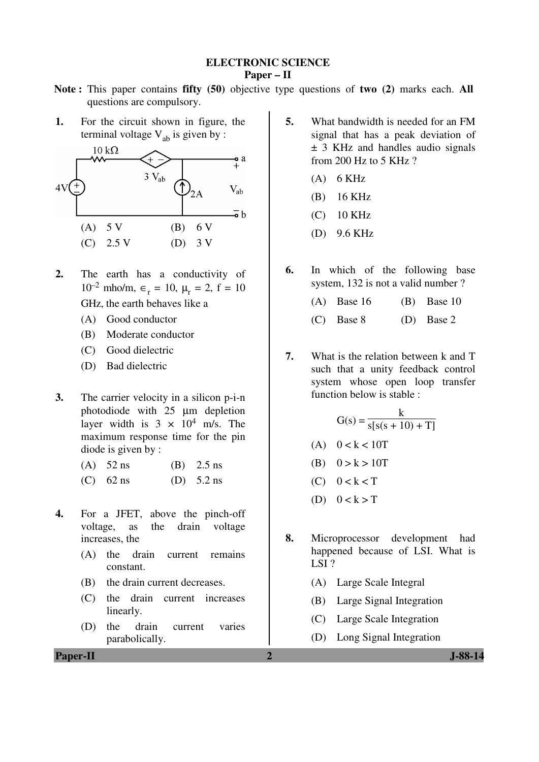# ELECTRONIC SCIENCE

## Paper – II

**Note :** This paper contains **fifty (50)** objective type questions of **two (2)** marks each. **All** questions are compulsory.

**1.** For the circuit shown in figure, the terminal voltage $V_{ab}$ is given by :

(A) 5 V (B) 6 V
(C) 2.5 V (D) 3 V

**2.** The earth has a conductivity of $10^{-2}$ mho/m, $\epsilon_r = 10$, $\mu_r = 2$, f = 10 GHz, the earth behaves like a

(A) Good conductor
(B) Moderate conductor
(C) Good dielectric
(D) Bad dielectric

**3.** The carrier velocity in a silicon p-i-n photodiode with 25 μm depletion layer width is $3 \times 10^4$ m/s. The maximum response time for the pin diode is given by :

(A) 52 ns (B) 2.5 ns
(C) 62 ns (D) 5.2 ns

**4.** For a JFET, above the pinch-off voltage, as the drain voltage increases, the

(A) the drain current remains constant.
(B) the drain current decreases.
(C) the drain current increases linearly.
(D) the drain current varies parabolically.

**5.** What bandwidth is needed for an FM signal that has a peak deviation of ± 3 KHz and handles audio signals from 200 Hz to 5 KHz ?

(A) 6 KHz
(B) 16 KHz
(C) 10 KHz
(D) 9.6 KHz

**6.** In which of the following base system, 132 is not a valid number ?

(A) Base 16 (B) Base 10
(C) Base 8 (D) Base 2

**7.** What is the relation between k and T such that a unity feedback control system whose open loop transfer function below is stable :

$$G(s) = \frac{k}{s[s(s + 10) + T]}$$

(A) $0 < k < 10T$
(B) $0 > k > 10T$
(C) $0 < k < T$
(D) $0 < k > T$

**8.** Microprocessor development had happened because of LSI. What is LSI ?

(A) Large Scale Integral
(B) Large Signal Integration
(C) Large Scale Integration
(D) Long Signal Integration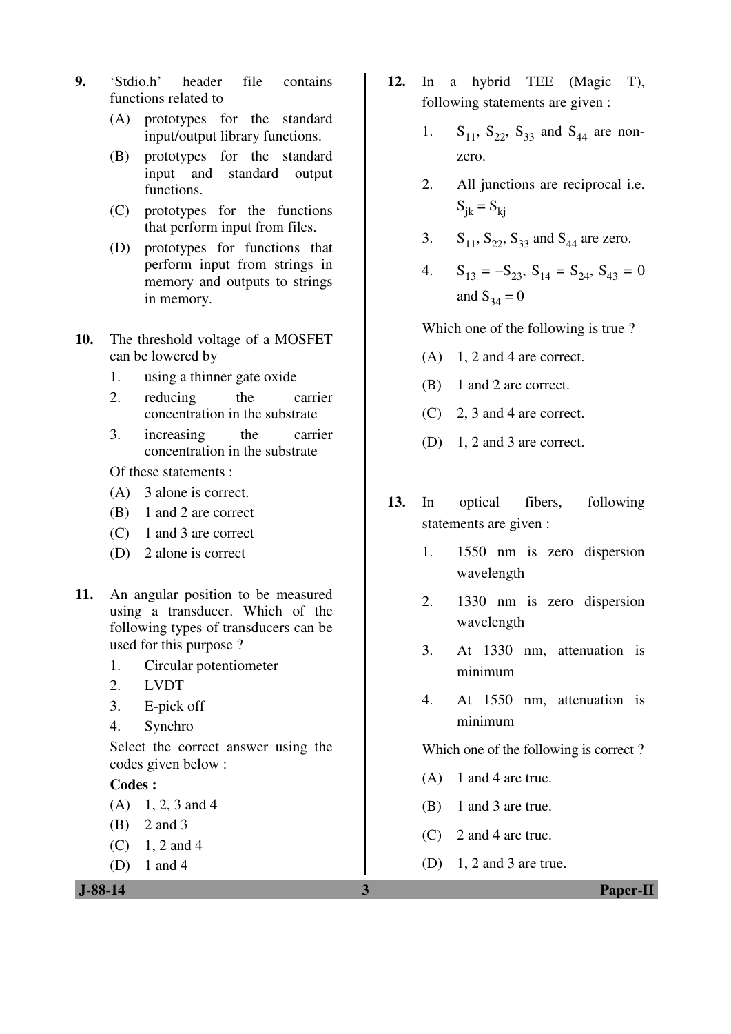**9.** 'Stdio.h' header file contains functions related to

(A) prototypes for the standard input/output library functions.

(B) prototypes for the standard input and standard output functions.

(C) prototypes for the functions that perform input from files.

(D) prototypes for functions that perform input from strings in memory and outputs to strings in memory.

**10.** The threshold voltage of a MOSFET can be lowered by

1. using a thinner gate oxide
2. reducing the carrier concentration in the substrate
3. increasing the carrier concentration in the substrate

Of these statements :

(A) 3 alone is correct.

(B) 1 and 2 are correct

(C) 1 and 3 are correct

(D) 2 alone is correct

**11.** An angular position to be measured using a transducer. Which of the following types of transducers can be used for this purpose ?

1. Circular potentiometer
2. LVDT
3. E-pick off
4. Synchro

Select the correct answer using the codes given below :

**Codes :**

(A) 1, 2, 3 and 4

(B) 2 and 3

(C) 1, 2 and 4

(D) 1 and 4

**12.** In a hybrid TEE (Magic T), following statements are given :

1. $S_{11}$, $S_{22}$, $S_{33}$ and $S_{44}$ are non-zero.
2. All junctions are reciprocal i.e. $S_{jk} = S_{kj}$
3. $S_{11}$, $S_{22}$, $S_{33}$ and $S_{44}$ are zero.
4. $S_{13} = -S_{23}$, $S_{14} = S_{24}$, $S_{43} = 0$ and $S_{34} = 0$

Which one of the following is true ?

(A) 1, 2 and 4 are correct.

(B) 1 and 2 are correct.

(C) 2, 3 and 4 are correct.

(D) 1, 2 and 3 are correct.

**13.** In optical fibers, following statements are given :

1. 1550 nm is zero dispersion wavelength
2. 1330 nm is zero dispersion wavelength
3. At 1330 nm, attenuation is minimum
4. At 1550 nm, attenuation is minimum

Which one of the following is correct ?

(A) 1 and 4 are true.

(B) 1 and 3 are true.

(C) 2 and 4 are true.

(D) 1, 2 and 3 are true.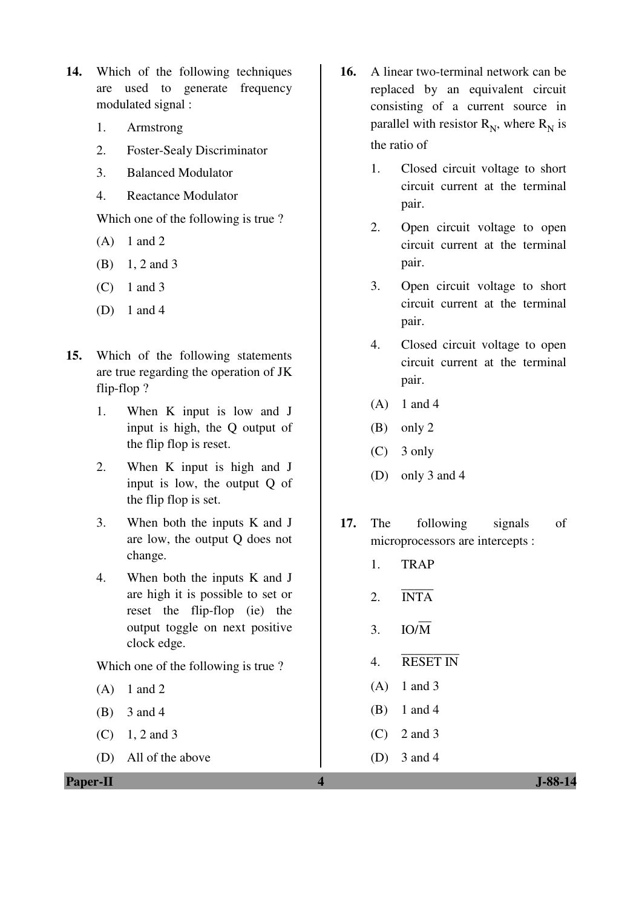14. Which of the following techniques are used to generate frequency modulated signal :

   1. Armstrong
   2. Foster-Sealy Discriminator
   3. Balanced Modulator
   4. Reactance Modulator

   Which one of the following is true ?

   (A) 1 and 2
   (B) 1, 2 and 3
   (C) 1 and 3
   (D) 1 and 4

15. Which of the following statements are true regarding the operation of JK flip-flop ?

   1. When K input is low and J input is high, the Q output of the flip flop is reset.
   2. When K input is high and J input is low, the output Q of the flip flop is set.
   3. When both the inputs K and J are low, the output Q does not change.
   4. When both the inputs K and J are high it is possible to set or reset the flip-flop (ie) the output toggle on next positive clock edge.

   Which one of the following is true ?

   (A) 1 and 2
   (B) 3 and 4
   (C) 1, 2 and 3
   (D) All of the above

16. A linear two-terminal network can be replaced by an equivalent circuit consisting of a current source in parallel with resistor $R_N$, where $R_N$ is the ratio of

   1. Closed circuit voltage to short circuit current at the terminal pair.
   2. Open circuit voltage to open circuit current at the terminal pair.
   3. Open circuit voltage to short circuit current at the terminal pair.
   4. Closed circuit voltage to open circuit current at the terminal pair.

   (A) 1 and 4
   (B) only 2
   (C) 3 only
   (D) only 3 and 4

17. The following signals of microprocessors are intercepts :

   1. TRAP
   2. $\overline{\text{INTA}}$
   3. $\text{IO}/\overline{\text{M}}$
   4. $\overline{\text{RESET IN}}$

   (A) 1 and 3
   (B) 1 and 4
   (C) 2 and 3
   (D) 3 and 4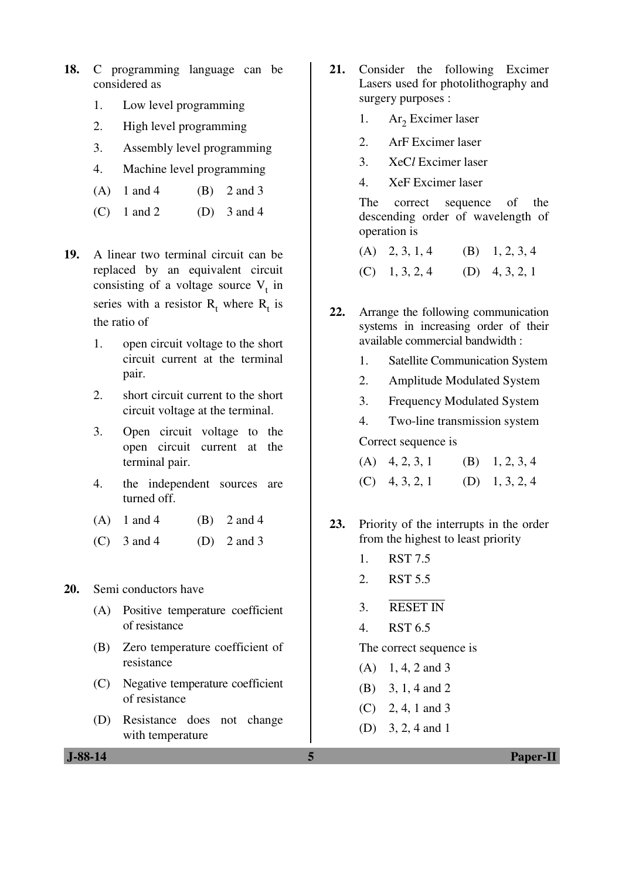**18.** C programming language can be considered as

1. Low level programming
2. High level programming
3. Assembly level programming
4. Machine level programming

(A) 1 and 4 (B) 2 and 3
(C) 1 and 2 (D) 3 and 4

**19.** A linear two terminal circuit can be replaced by an equivalent circuit consisting of a voltage source $V_t$ in series with a resistor $R_t$ where $R_t$ is the ratio of

1. open circuit voltage to the short circuit current at the terminal pair.
2. short circuit current to the short circuit voltage at the terminal.
3. Open circuit voltage to the open circuit current at the terminal pair.
4. the independent sources are turned off.

(A) 1 and 4 (B) 2 and 4
(C) 3 and 4 (D) 2 and 3

**20.** Semi conductors have

(A) Positive temperature coefficient of resistance
(B) Zero temperature coefficient of resistance
(C) Negative temperature coefficient of resistance
(D) Resistance does not change with temperature

**21.** Consider the following Excimer Lasers used for photolithography and surgery purposes :

1. $Ar_2$ Excimer laser
2. ArF Excimer laser
3. XeC*l* Excimer laser
4. XeF Excimer laser

The correct sequence of the descending order of wavelength of operation is

(A) 2, 3, 1, 4 (B) 1, 2, 3, 4
(C) 1, 3, 2, 4 (D) 4, 3, 2, 1

**22.** Arrange the following communication systems in increasing order of their available commercial bandwidth :

1. Satellite Communication System
2. Amplitude Modulated System
3. Frequency Modulated System
4. Two-line transmission system

Correct sequence is

(A) 4, 2, 3, 1 (B) 1, 2, 3, 4
(C) 4, 3, 2, 1 (D) 1, 3, 2, 4

**23.** Priority of the interrupts in the order from the highest to least priority

1. RST 7.5
2. RST 5.5
3. $\overline{\text{RESET IN}}$
4. RST 6.5

The correct sequence is

(A) 1, 4, 2 and 3
(B) 3, 1, 4 and 2
(C) 2, 4, 1 and 3
(D) 3, 2, 4 and 1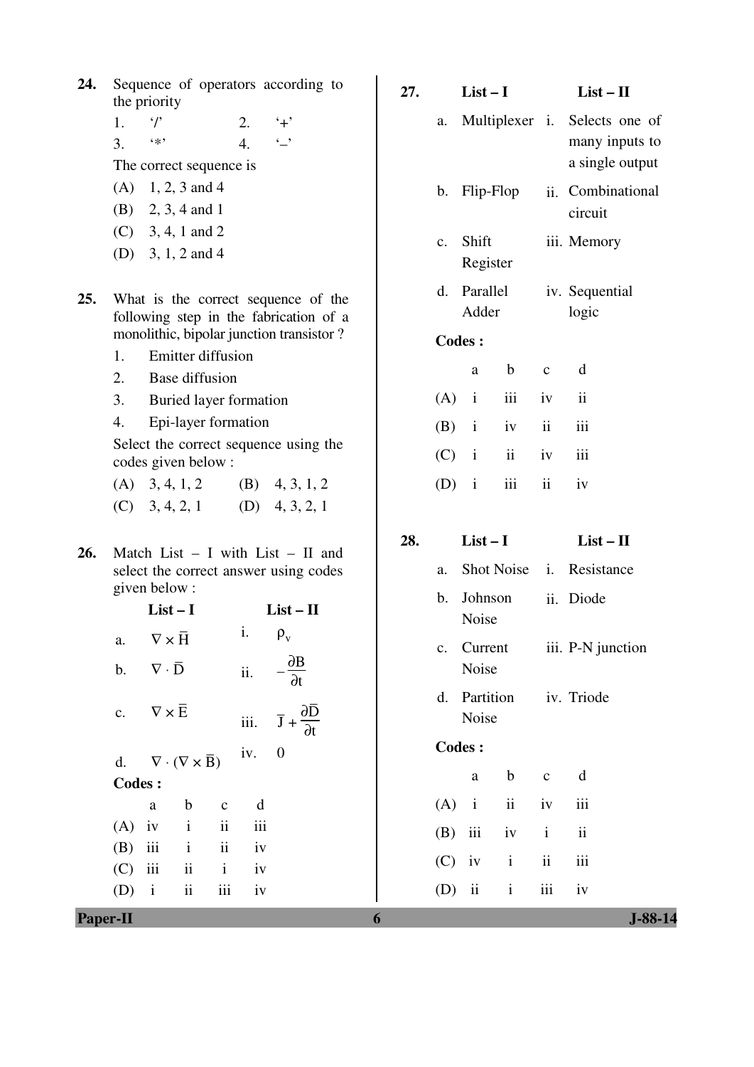**24.** Sequence of operators according to the priority

1. '/'
2. '+'
3. '*'
4. '–'

The correct sequence is

(A) 1, 2, 3 and 4
(B) 2, 3, 4 and 1
(C) 3, 4, 1 and 2
(D) 3, 1, 2 and 4

**25.** What is the correct sequence of the following step in the fabrication of a monolithic, bipolar junction transistor ?

1. Emitter diffusion
2. Base diffusion
3. Buried layer formation
4. Epi-layer formation

Select the correct sequence using the codes given below :

(A) 3, 4, 1, 2
(B) 4, 3, 1, 2
(C) 3, 4, 2, 1
(D) 4, 3, 2, 1

**26.** Match List – I with List – II and select the correct answer using codes given below :

| | List – I | | List – II |
|---|---|---|---|
| a. | $\nabla \times \bar{H}$ | i. | $\rho_v$ |
| b. | $\nabla \cdot \bar{D}$ | ii. | $-\frac{\partial B}{\partial t}$ |
| c. | $\nabla \times \bar{E}$ | iii. | $\bar{J} + \frac{\partial \bar{D}}{\partial t}$ |
| d. | $\nabla \cdot (\nabla \times \bar{B})$ | iv. | 0 |

**Codes :**

| | a | b | c | d |
|---|---|---|---|---|
| (A) | iv | i | ii | iii |
| (B) | iii | i | ii | iv |
| (C) | iii | ii | i | iv |
| (D) | i | ii | iii | iv |

**27.**

| | List – I | | List – II |
|---|---|---|---|
| a. | Multiplexer | i. | Selects one of many inputs to a single output |
| b. | Flip-Flop | ii. | Combinational circuit |
| c. | Shift Register | iii. | Memory |
| d. | Parallel Adder | iv. | Sequential logic |

**Codes :**

| | a | b | c | d |
|---|---|---|---|---|
| (A) | i | iii | iv | ii |
| (B) | i | iv | ii | iii |
| (C) | i | ii | iv | iii |
| (D) | i | iii | ii | iv |

**28.**

| | List – I | | List – II |
|---|---|---|---|
| a. | Shot Noise | i. | Resistance |
| b. | Johnson Noise | ii. | Diode |
| c. | Current Noise | iii. | P-N junction |
| d. | Partition Noise | iv. | Triode |

**Codes :**

| | a | b | c | d |
|---|---|---|---|---|
| (A) | i | ii | iv | iii |
| (B) | iii | iv | i | ii |
| (C) | iv | i | ii | iii |
| (D) | ii | i | iii | iv |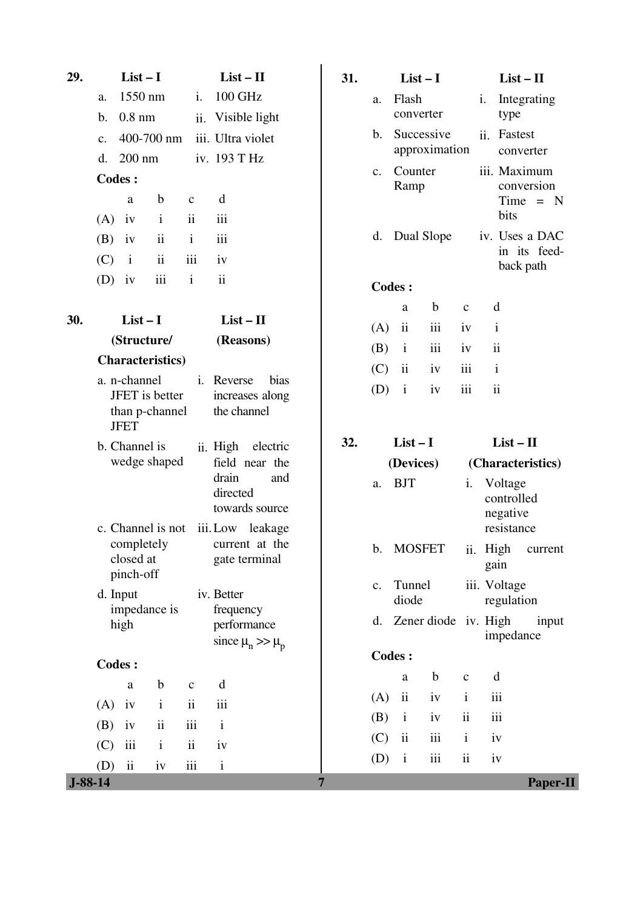**29.**

| | List – I | | List – II |
|---|---|---|---|
| a. | 1550 nm | i. | 100 GHz |
| b. | 0.8 nm | ii. | Visible light |
| c. | 400-700 nm | iii. | Ultra violet |
| d. | 200 nm | iv. | 193 T Hz |

**Codes :**

| | a | b | c | d |
|---|---|---|---|---|
| (A) | iv | i | ii | iii |
| (B) | iv | ii | i | iii |
| (C) | i | ii | iii | iv |
| (D) | iv | iii | i | ii |

**30.**

| | List – I (Structure/ Characteristics) | | List – II (Reasons) |
|---|---|---|---|
| a. | n-channel JFET is better than p-channel JFET | i. | Reverse bias increases along the channel |
| b. | Channel is wedge shaped | ii. | High electric field near the drain and directed towards source |
| c. | Channel is not completely closed at pinch-off | iii. | Low leakage current at the gate terminal |
| d. | Input impedance is high | iv. | Better frequency performance since $\mu_n >> \mu_p$ |

**Codes :**

| | a | b | c | d |
|---|---|---|---|---|
| (A) | iv | i | ii | iii |
| (B) | iv | ii | iii | i |
| (C) | iii | i | ii | iv |
| (D) | ii | iv | iii | i |

**31.**

| | List – I | | List – II |
|---|---|---|---|
| a. | Flash converter | i. | Integrating type |
| b. | Successive approximation | ii. | Fastest converter |
| c. | Counter Ramp | iii. | Maximum conversion Time = N bits |
| d. | Dual Slope | iv. | Uses a DAC in its feed-back path |

**Codes :**

| | a | b | c | d |
|---|---|---|---|---|
| (A) | ii | iii | iv | i |
| (B) | i | iii | iv | ii |
| (C) | ii | iv | iii | i |
| (D) | i | iv | iii | ii |

**32.**

| | List – I (Devices) | | List – II (Characteristics) |
|---|---|---|---|
| a. | BJT | i. | Voltage controlled negative resistance |
| b. | MOSFET | ii. | High current gain |
| c. | Tunnel diode | iii. | Voltage regulation |
| d. | Zener diode | iv. | High input impedance |

**Codes :**

| | a | b | c | d |
|---|---|---|---|---|
| (A) | ii | iv | i | iii |
| (B) | i | iv | ii | iii |
| (C) | ii | iii | i | iv |
| (D) | i | iii | ii | iv |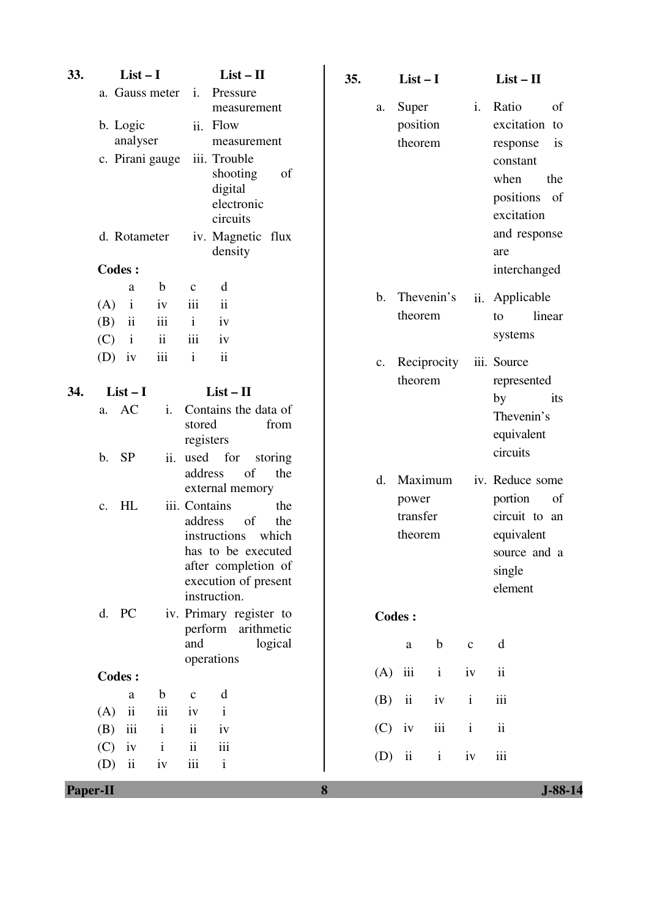**33.**

| List – I | List – II |
|---|---|
| a. Gauss meter | i. Pressure measurement |
| b. Logic analyser | ii. Flow measurement |
| c. Pirani gauge | iii. Trouble shooting of digital electronic circuits |
| d. Rotameter | iv. Magnetic flux density |

**Codes :**

| | a | b | c | d |
|---|---|---|---|---|
| (A) | i | iv | iii | ii |
| (B) | ii | iii | i | iv |
| (C) | i | ii | iii | iv |
| (D) | iv | iii | i | ii |

**34.**

| List – I | List – II |
|---|---|
| a. AC | i. Contains the data of stored from registers |
| b. SP | ii. used for storing address of the external memory |
| c. HL | iii. Contains the address of the instructions which has to be executed after completion of execution of present instruction. |
| d. PC | iv. Primary register to perform arithmetic and logical operations |

**Codes :**

| | a | b | c | d |
|---|---|---|---|---|
| (A) | ii | iii | iv | i |
| (B) | iii | i | ii | iv |
| (C) | iv | i | ii | iii |
| (D) | ii | iv | iii | i |

**35.**

| List – I | List – II |
|---|---|
| a. Super position theorem | i. Ratio of excitation to response is constant when the positions of excitation and response are interchanged |
| b. Thevenin's theorem | ii. Applicable to linear systems |
| c. Reciprocity theorem | iii. Source represented by its Thevenin's equivalent circuits |
| d. Maximum power transfer theorem | iv. Reduce some portion of circuit to an equivalent source and a single element |

**Codes :**

| | a | b | c | d |
|---|---|---|---|---|
| (A) | iii | i | iv | ii |
| (B) | ii | iv | i | iii |
| (C) | iv | iii | i | ii |
| (D) | ii | i | iv | iii |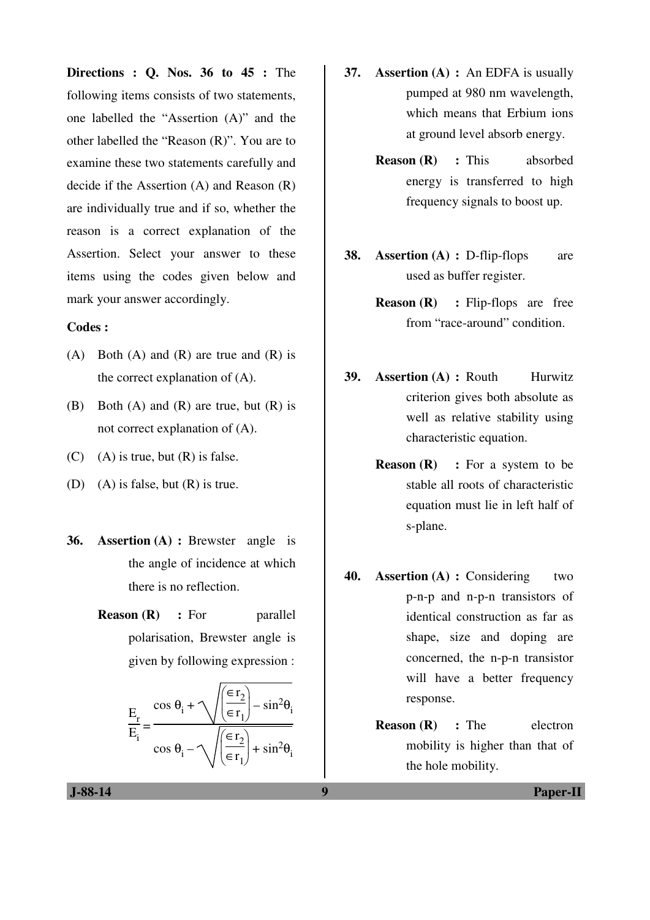**Directions : Q. Nos. 36 to 45 :** The following items consists of two statements, one labelled the "Assertion (A)" and the other labelled the "Reason (R)". You are to examine these two statements carefully and decide if the Assertion (A) and Reason (R) are individually true and if so, whether the reason is a correct explanation of the Assertion. Select your answer to these items using the codes given below and mark your answer accordingly.

**Codes :**

(A) Both (A) and (R) are true and (R) is the correct explanation of (A).

(B) Both (A) and (R) are true, but (R) is not correct explanation of (A).

(C) (A) is true, but (R) is false.

(D) (A) is false, but (R) is true.

**36.** **Assertion (A) :** Brewster angle is the angle of incidence at which there is no reflection.

**Reason (R) :** For parallel polarisation, Brewster angle is given by following expression :

$$\frac{E_r}{E_i} = \frac{\cos \theta_i + \sqrt{\left(\frac{\in r_2}{\in r_1}\right) - \sin^2\theta_i}}{\cos \theta_i - \sqrt{\left(\frac{\in r_2}{\in r_1}\right) + \sin^2\theta_i}}$$

**37.** **Assertion (A) :** An EDFA is usually pumped at 980 nm wavelength, which means that Erbium ions at ground level absorb energy.

**Reason (R) :** This absorbed energy is transferred to high frequency signals to boost up.

**38.** **Assertion (A) :** D-flip-flops are used as buffer register.

**Reason (R) :** Flip-flops are free from "race-around" condition.

**39.** **Assertion (A) :** Routh Hurwitz criterion gives both absolute as well as relative stability using characteristic equation.

**Reason (R) :** For a system to be stable all roots of characteristic equation must lie in left half of s-plane.

**40.** **Assertion (A) :** Considering two p-n-p and n-p-n transistors of identical construction as far as shape, size and doping are concerned, the n-p-n transistor will have a better frequency response.

**Reason (R) :** The electron mobility is higher than that of the hole mobility.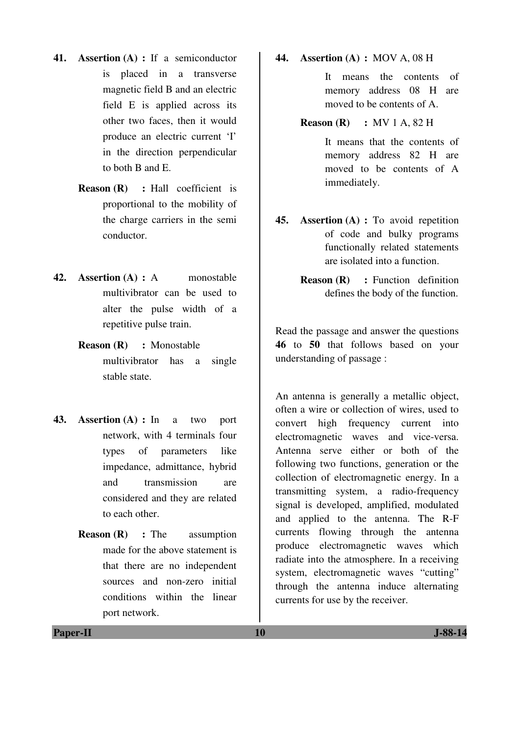**41.** **Assertion (A) :** If a semiconductor is placed in a transverse magnetic field B and an electric field E is applied across its other two faces, then it would produce an electric current 'I' in the direction perpendicular to both B and E.

**Reason (R) :** Hall coefficient is proportional to the mobility of the charge carriers in the semi conductor.

**42.** **Assertion (A) :** A monostable multivibrator can be used to alter the pulse width of a repetitive pulse train.

**Reason (R) :** Monostable multivibrator has a single stable state.

**43.** **Assertion (A) :** In a two port network, with 4 terminals four types of parameters like impedance, admittance, hybrid and transmission are considered and they are related to each other.

**Reason (R) :** The assumption made for the above statement is that there are no independent sources and non-zero initial conditions within the linear port network.

**44.** **Assertion (A) :** MOV A, 08 H

It means the contents of memory address 08 H are moved to be contents of A.

**Reason (R) :** MV 1 A, 82 H

It means that the contents of memory address 82 H are moved to be contents of A immediately.

**45.** **Assertion (A) :** To avoid repetition of code and bulky programs functionally related statements are isolated into a function.

**Reason (R) :** Function definition defines the body of the function.

Read the passage and answer the questions **46** to **50** that follows based on your understanding of passage :

An antenna is generally a metallic object, often a wire or collection of wires, used to convert high frequency current into electromagnetic waves and vice-versa. Antenna serve either or both of the following two functions, generation or the collection of electromagnetic energy. In a transmitting system, a radio-frequency signal is developed, amplified, modulated and applied to the antenna. The R-F currents flowing through the antenna produce electromagnetic waves which radiate into the atmosphere. In a receiving system, electromagnetic waves "cutting" through the antenna induce alternating currents for use by the receiver.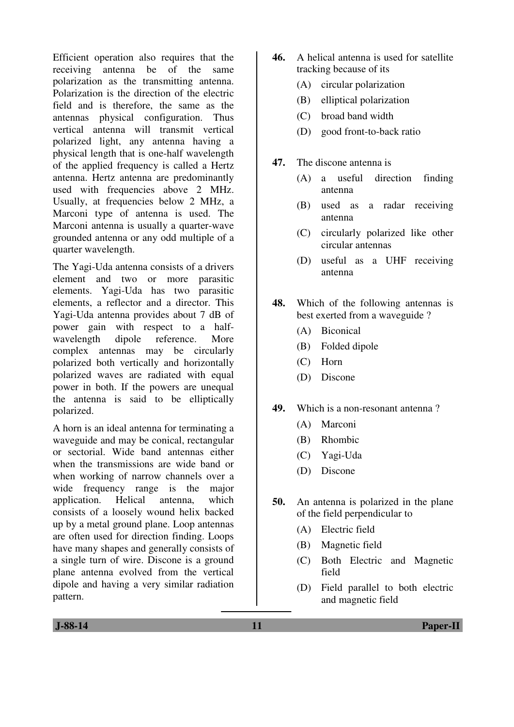Efficient operation also requires that the receiving antenna be of the same polarization as the transmitting antenna. Polarization is the direction of the electric field and is therefore, the same as the antennas physical configuration. Thus vertical antenna will transmit vertical polarized light, any antenna having a physical length that is one-half wavelength of the applied frequency is called a Hertz antenna. Hertz antenna are predominantly used with frequencies above 2 MHz. Usually, at frequencies below 2 MHz, a Marconi type of antenna is used. The Marconi antenna is usually a quarter-wave grounded antenna or any odd multiple of a quarter wavelength.

The Yagi-Uda antenna consists of a drivers element and two or more parasitic elements. Yagi-Uda has two parasitic elements, a reflector and a director. This Yagi-Uda antenna provides about 7 dB of power gain with respect to a half-wavelength dipole reference. More complex antennas may be circularly polarized both vertically and horizontally polarized waves are radiated with equal power in both. If the powers are unequal the antenna is said to be elliptically polarized.

A horn is an ideal antenna for terminating a waveguide and may be conical, rectangular or sectorial. Wide band antennas either when the transmissions are wide band or when working of narrow channels over a wide frequency range is the major application. Helical antenna, which consists of a loosely wound helix backed up by a metal ground plane. Loop antennas are often used for direction finding. Loops have many shapes and generally consists of a single turn of wire. Discone is a ground plane antenna evolved from the vertical dipole and having a very similar radiation pattern.

**46.** A helical antenna is used for satellite tracking because of its

- (A) circular polarization
- (B) elliptical polarization
- (C) broad band width
- (D) good front-to-back ratio

**47.** The discone antenna is

- (A) a useful direction finding antenna
- (B) used as a radar receiving antenna
- (C) circularly polarized like other circular antennas
- (D) useful as a UHF receiving antenna

**48.** Which of the following antennas is best exerted from a waveguide ?

- (A) Biconical
- (B) Folded dipole
- (C) Horn
- (D) Discone

**49.** Which is a non-resonant antenna ?

- (A) Marconi
- (B) Rhombic
- (C) Yagi-Uda
- (D) Discone

**50.** An antenna is polarized in the plane of the field perpendicular to

- (A) Electric field
- (B) Magnetic field
- (C) Both Electric and Magnetic field
- (D) Field parallel to both electric and magnetic field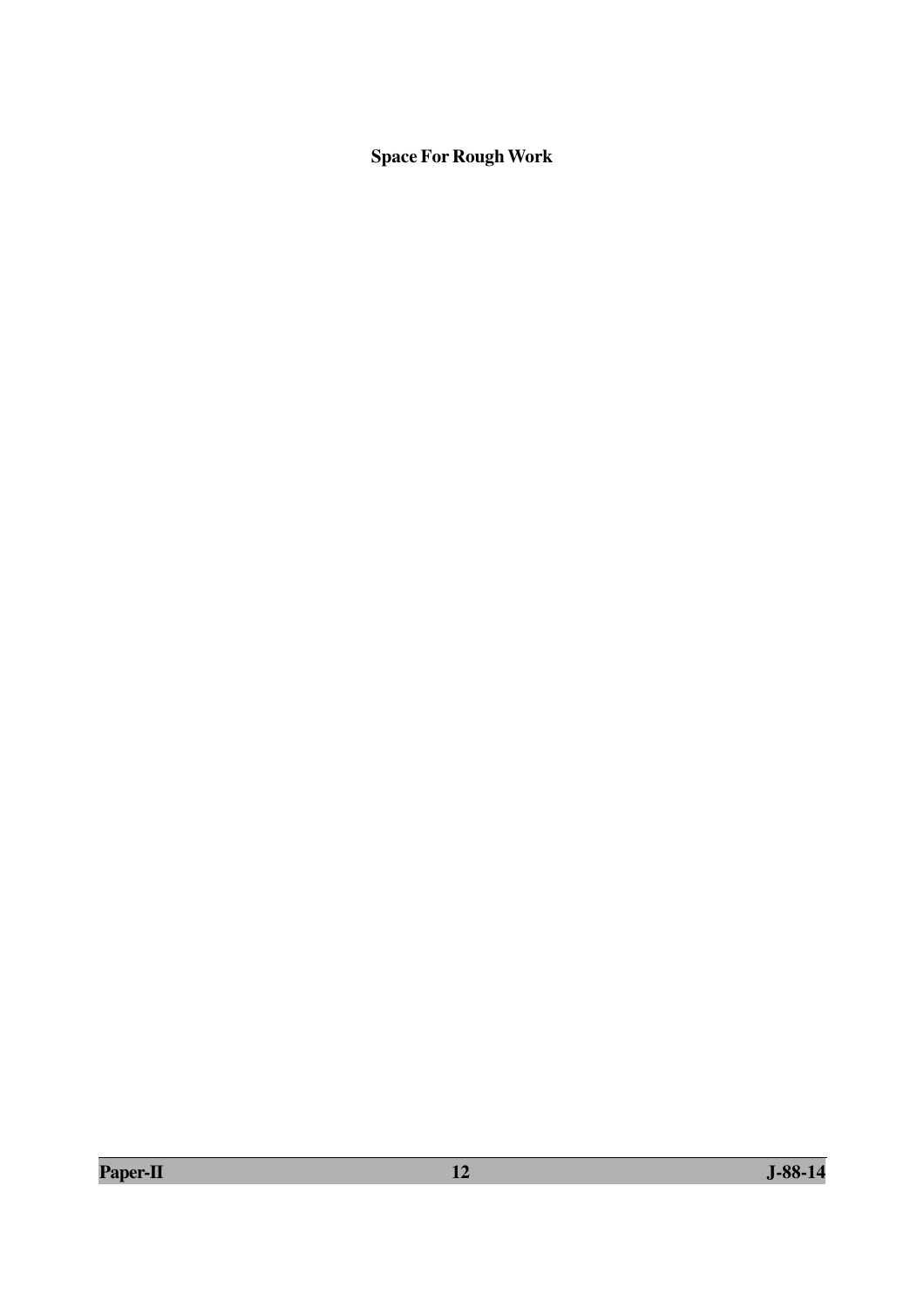**Space For Rough Work**